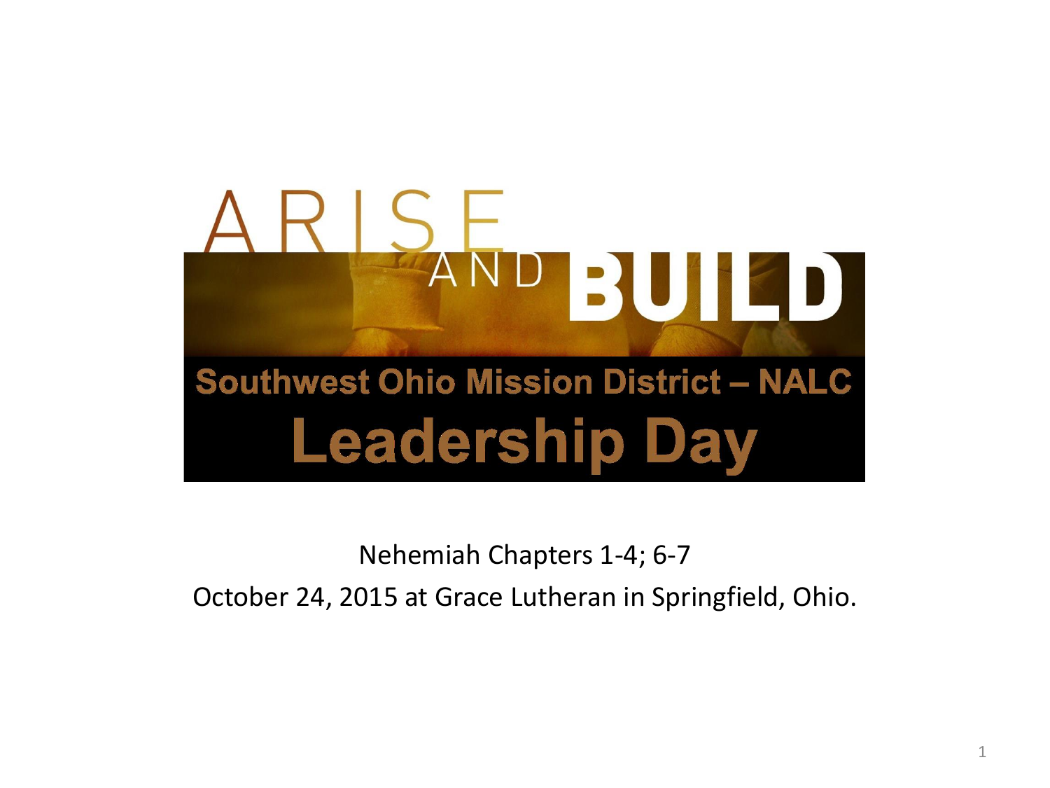# ARISE AND BUILD

## Southwest Ohio Mission District – NALC

# Leadership Day

Nehemiah Chapters 1-4; 6-7

October 24, 2015 at Grace Lutheran in Springfield, Ohio.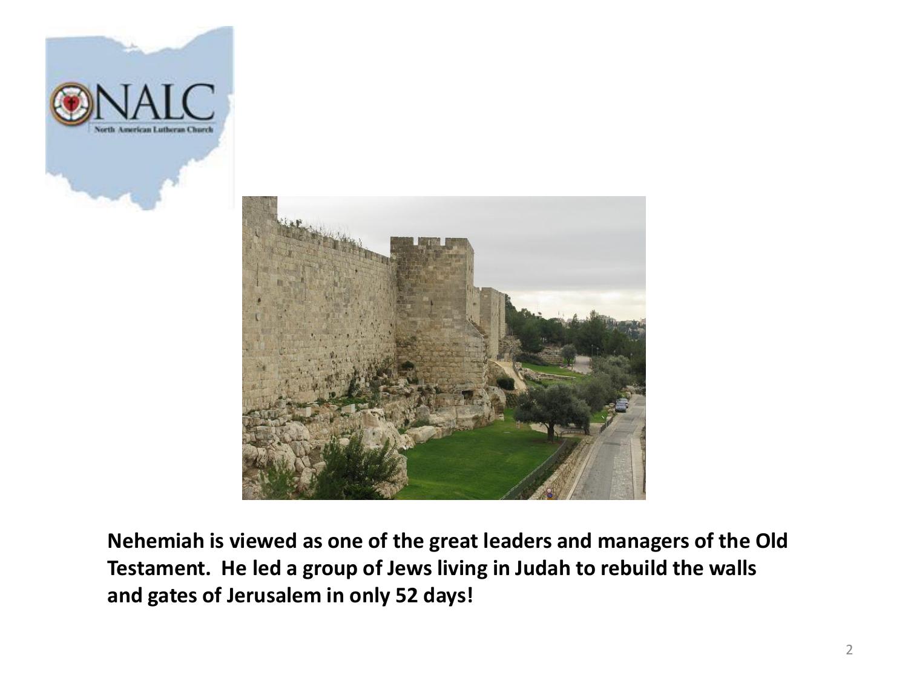**Nehemiah is viewed as one of the great leaders and managers of the Old Testament. He led a group of Jews living in Judah to rebuild the walls and gates of Jerusalem in only 52 days!**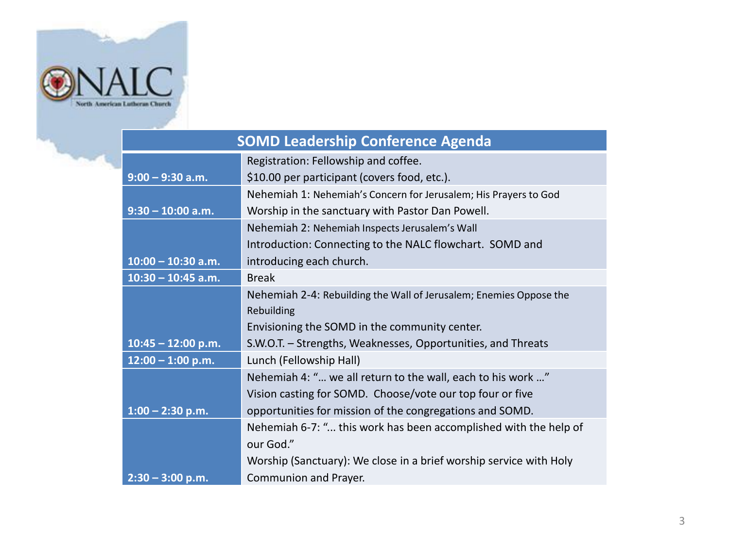| SOMD Leadership Conference Agenda | |
|---|---|
| 9:00 – 9:30 a.m. | Registration: Fellowship and coffee. $10.00 per participant (covers food, etc.). |
| 9:30 – 10:00 a.m. | Nehemiah 1: Nehemiah's Concern for Jerusalem; His Prayers to God<br>Worship in the sanctuary with Pastor Dan Powell. |
| 10:00 – 10:30 a.m. | Nehemiah 2: Nehemiah Inspects Jerusalem's Wall<br>Introduction: Connecting to the NALC flowchart. SOMD and introducing each church. |
| 10:30 – 10:45 a.m. | Break |
| 10:45 – 12:00 p.m. | Nehemiah 2-4: Rebuilding the Wall of Jerusalem; Enemies Oppose the Rebuilding<br>Envisioning the SOMD in the community center.<br>S.W.O.T. – Strengths, Weaknesses, Opportunities, and Threats |
| 12:00 – 1:00 p.m. | Lunch (Fellowship Hall) |
| 1:00 – 2:30 p.m. | Nehemiah 4: "… we all return to the wall, each to his work …"<br>Vision casting for SOMD. Choose/vote our top four or five opportunities for mission of the congregations and SOMD. |
| 2:30 – 3:00 p.m. | Nehemiah 6-7: "... this work has been accomplished with the help of our God."<br>Worship (Sanctuary): We close in a brief worship service with Holy Communion and Prayer. |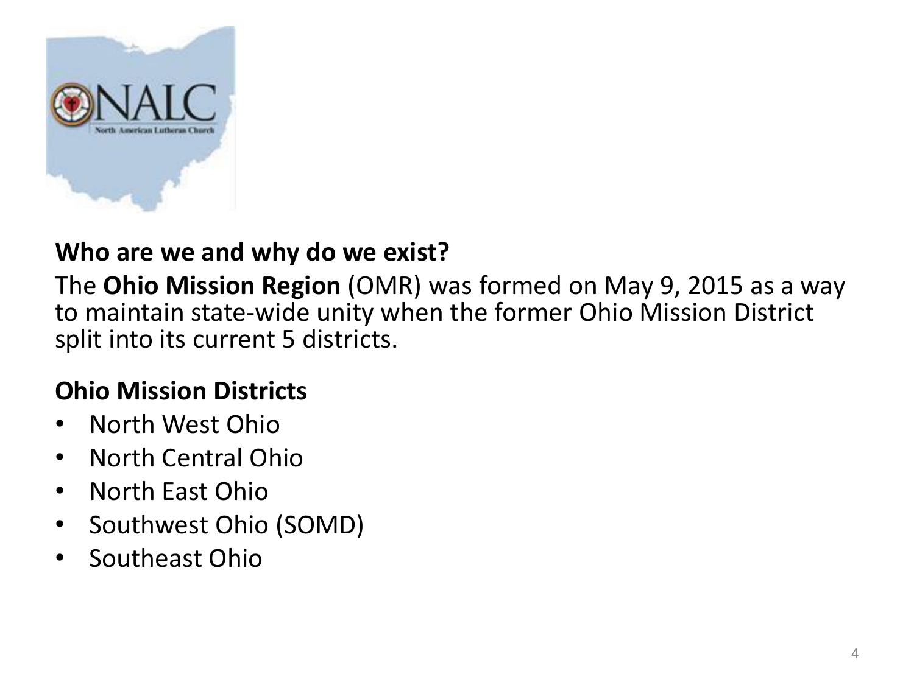**Who are we and why do we exist?**

The **Ohio Mission Region** (OMR) was formed on May 9, 2015 as a way to maintain state-wide unity when the former Ohio Mission District split into its current 5 districts.

**Ohio Mission Districts**

- North West Ohio
- North Central Ohio
- North East Ohio
- Southwest Ohio (SOMD)
- Southeast Ohio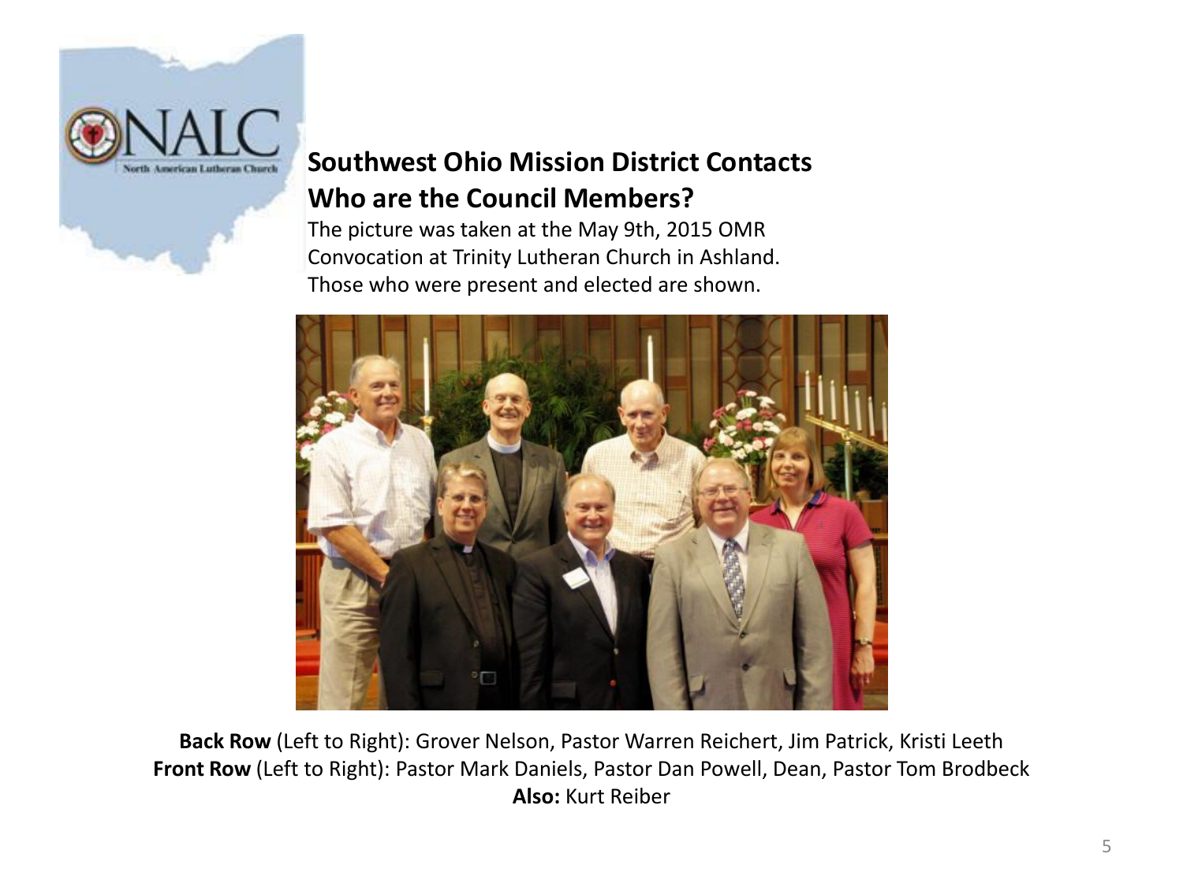## Southwest Ohio Mission District Contacts

## Who are the Council Members?

The picture was taken at the May 9th, 2015 OMR Convocation at Trinity Lutheran Church in Ashland. Those who were present and elected are shown.

**Back Row** (Left to Right): Grover Nelson, Pastor Warren Reichert, Jim Patrick, Kristi Leeth

**Front Row** (Left to Right): Pastor Mark Daniels, Pastor Dan Powell, Dean, Pastor Tom Brodbeck

**Also:** Kurt Reiber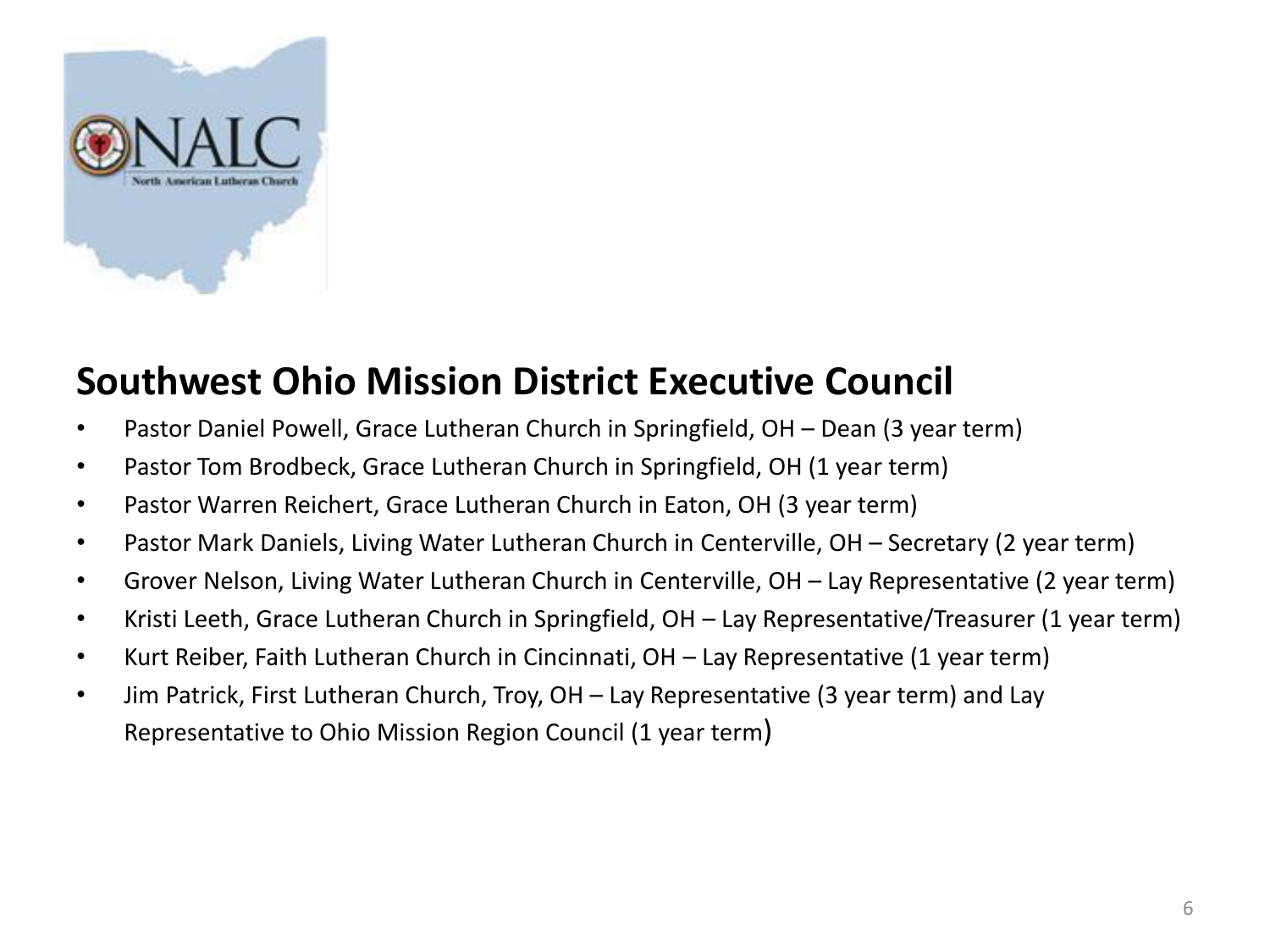## Southwest Ohio Mission District Executive Council

- Pastor Daniel Powell, Grace Lutheran Church in Springfield, OH – Dean (3 year term)
- Pastor Tom Brodbeck, Grace Lutheran Church in Springfield, OH (1 year term)
- Pastor Warren Reichert, Grace Lutheran Church in Eaton, OH (3 year term)
- Pastor Mark Daniels, Living Water Lutheran Church in Centerville, OH – Secretary (2 year term)
- Grover Nelson, Living Water Lutheran Church in Centerville, OH – Lay Representative (2 year term)
- Kristi Leeth, Grace Lutheran Church in Springfield, OH – Lay Representative/Treasurer (1 year term)
- Kurt Reiber, Faith Lutheran Church in Cincinnati, OH – Lay Representative (1 year term)
- Jim Patrick, First Lutheran Church, Troy, OH – Lay Representative (3 year term) and Lay Representative to Ohio Mission Region Council (1 year term)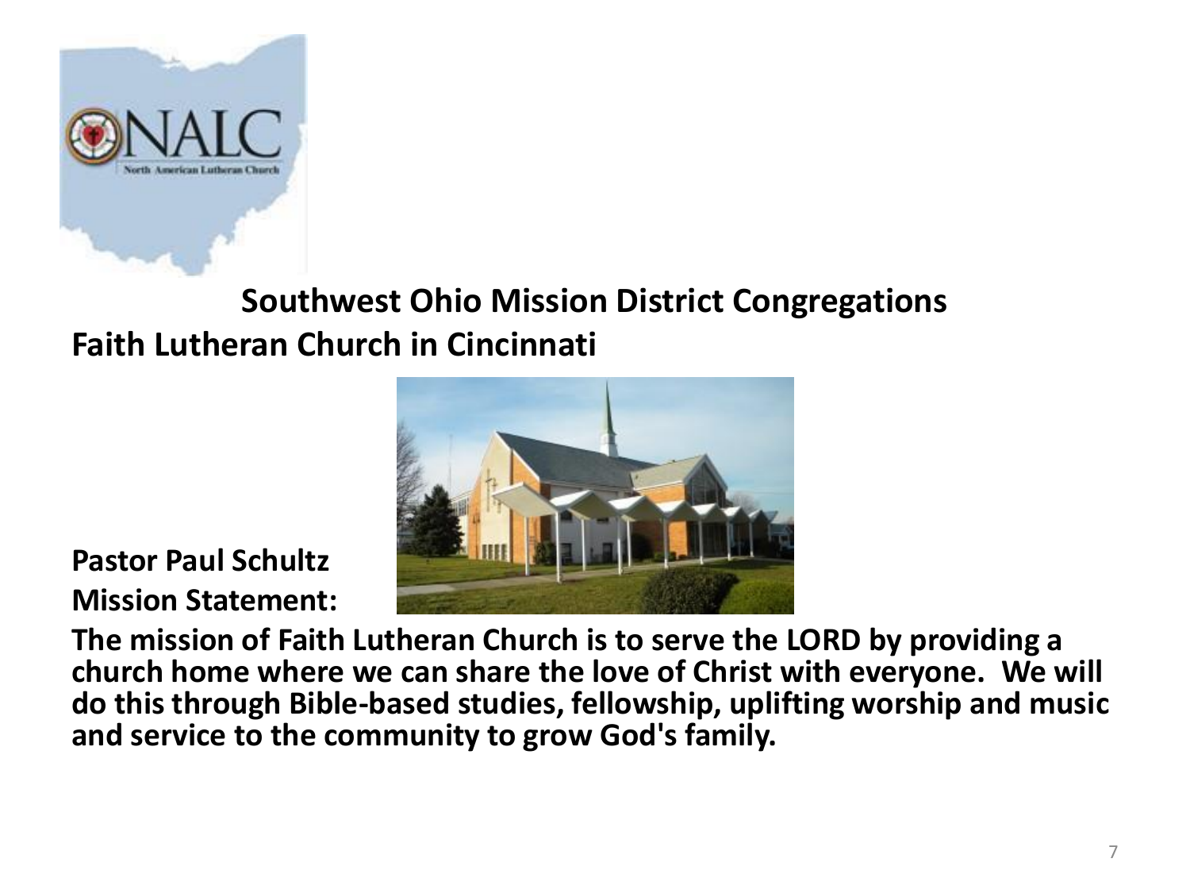## Southwest Ohio Mission District Congregations

### Faith Lutheran Church in Cincinnati

**Pastor Paul Schultz**

**Mission Statement:**

**The mission of Faith Lutheran Church is to serve the LORD by providing a church home where we can share the love of Christ with everyone. We will do this through Bible-based studies, fellowship, uplifting worship and music and service to the community to grow God's family.**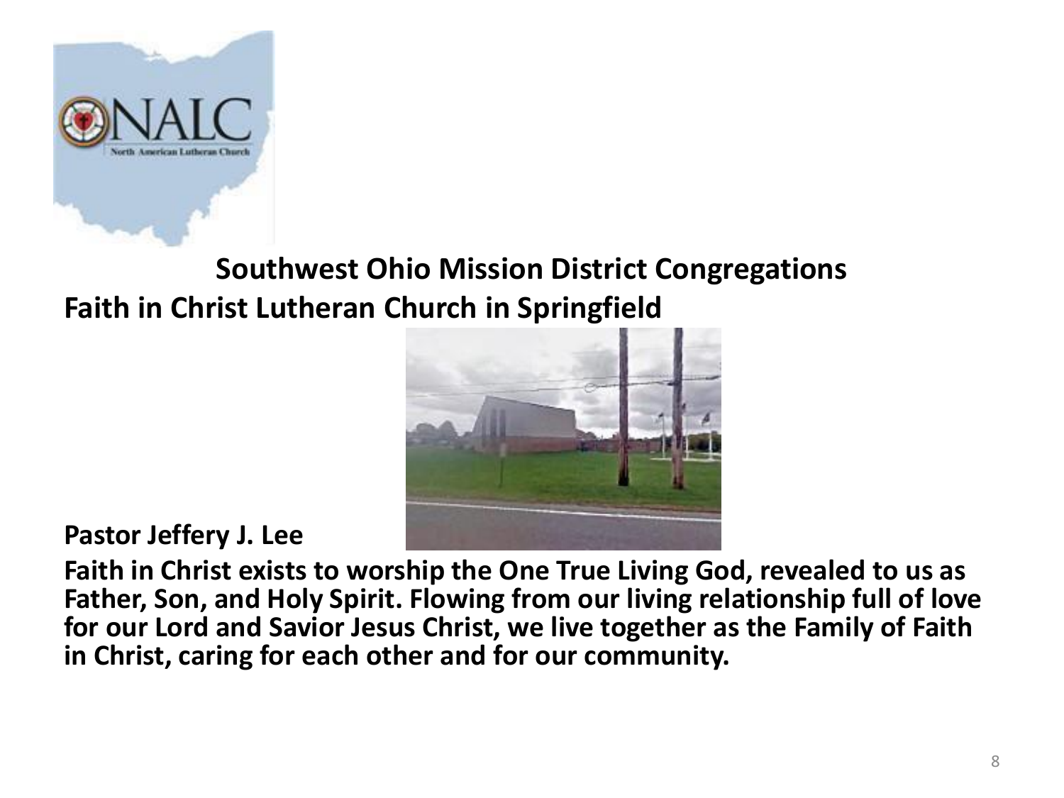## Southwest Ohio Mission District Congregations

**Faith in Christ Lutheran Church in Springfield**

**Pastor Jeffery J. Lee**

**Faith in Christ exists to worship the One True Living God, revealed to us as Father, Son, and Holy Spirit. Flowing from our living relationship full of love for our Lord and Savior Jesus Christ, we live together as the Family of Faith in Christ, caring for each other and for our community.**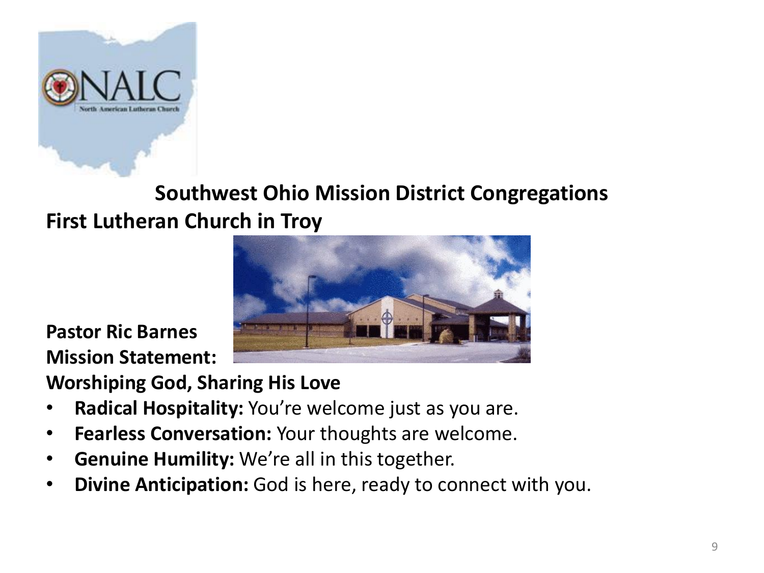## Southwest Ohio Mission District Congregations

**First Lutheran Church in Troy**

**Pastor Ric Barnes**

**Mission Statement:**

**Worshiping God, Sharing His Love**

- **Radical Hospitality:** You're welcome just as you are.
- **Fearless Conversation:** Your thoughts are welcome.
- **Genuine Humility:** We're all in this together.
- **Divine Anticipation:** God is here, ready to connect with you.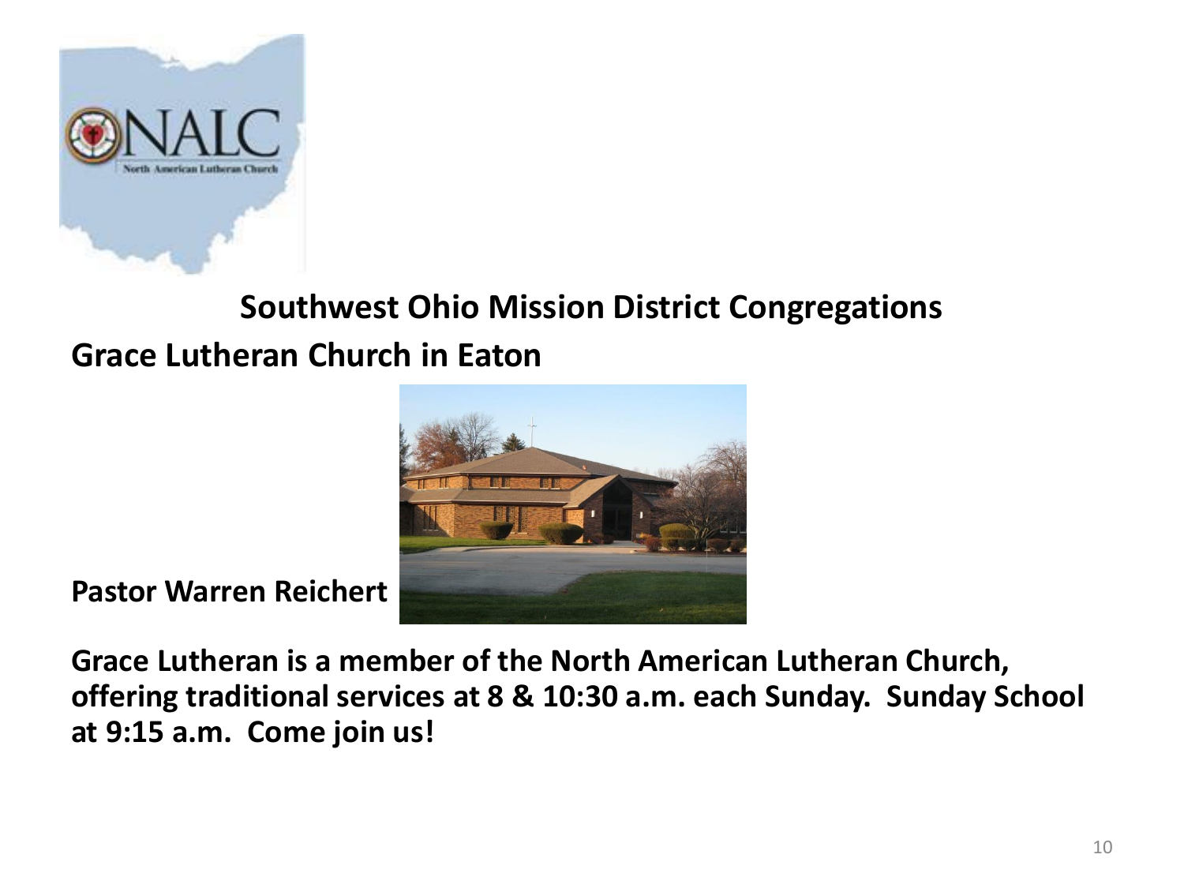## Southwest Ohio Mission District Congregations

**Grace Lutheran Church in Eaton**

**Pastor Warren Reichert**

**Grace Lutheran is a member of the North American Lutheran Church, offering traditional services at 8 & 10:30 a.m. each Sunday. Sunday School at 9:15 a.m. Come join us!**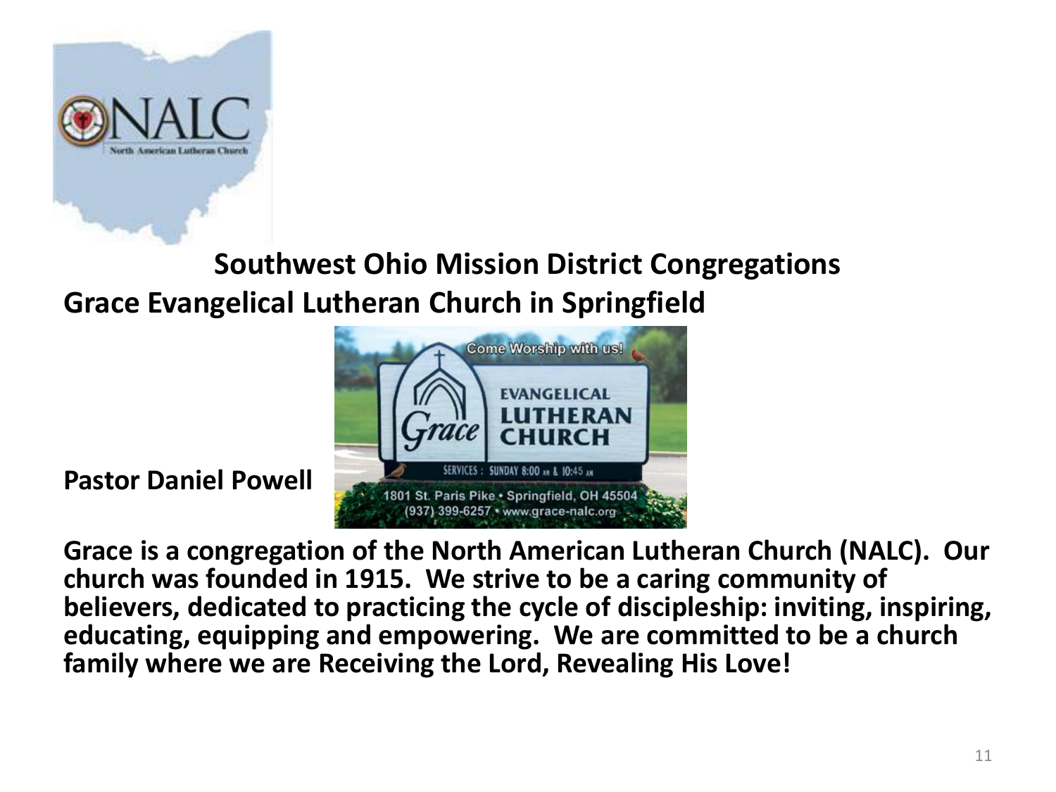## Southwest Ohio Mission District Congregations

### Grace Evangelical Lutheran Church in Springfield

**Pastor Daniel Powell**

**Grace is a congregation of the North American Lutheran Church (NALC). Our church was founded in 1915. We strive to be a caring community of believers, dedicated to practicing the cycle of discipleship: inviting, inspiring, educating, equipping and empowering. We are committed to be a church family where we are Receiving the Lord, Revealing His Love!**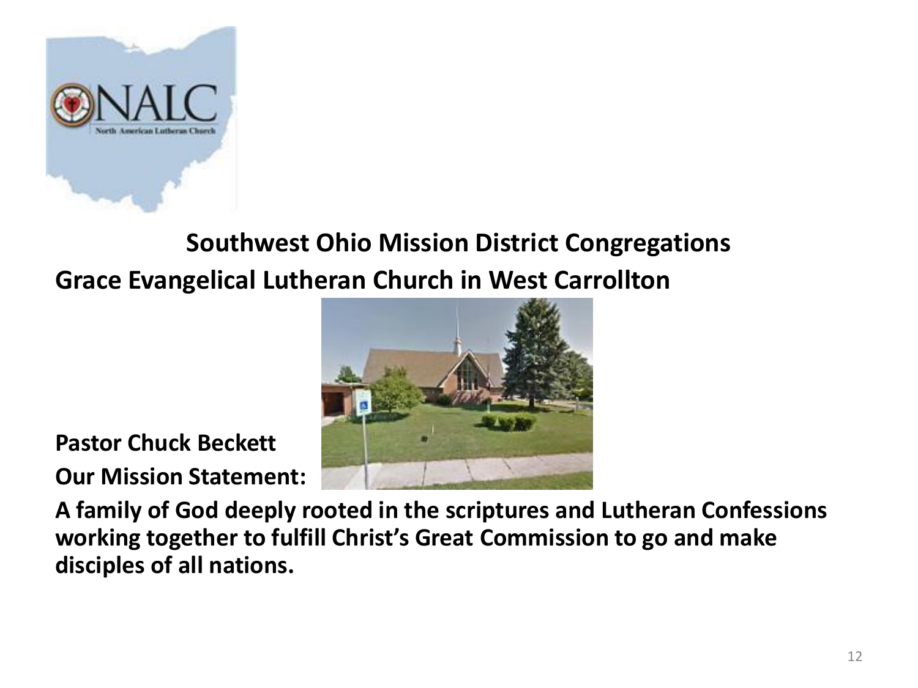## Southwest Ohio Mission District Congregations

**Grace Evangelical Lutheran Church in West Carrollton**

**Pastor Chuck Beckett**

**Our Mission Statement:**

**A family of God deeply rooted in the scriptures and Lutheran Confessions working together to fulfill Christ's Great Commission to go and make disciples of all nations.**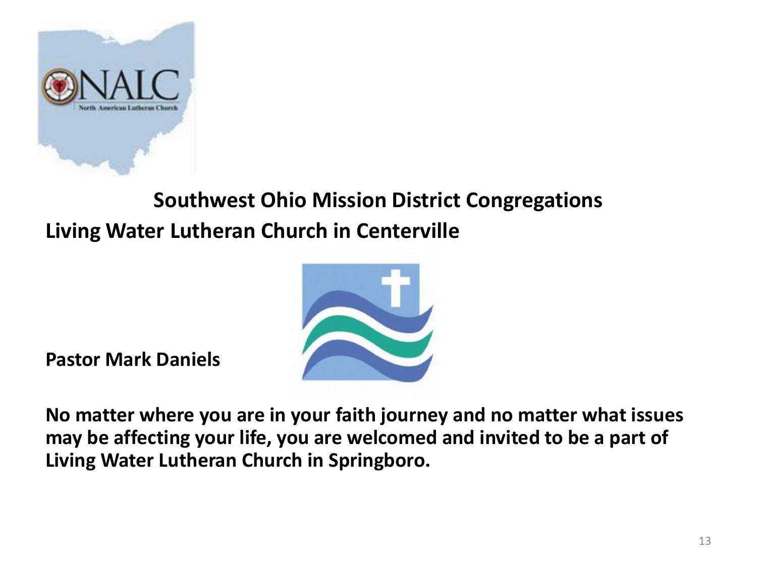## Southwest Ohio Mission District Congregations

**Living Water Lutheran Church in Centerville**

**Pastor Mark Daniels**

**No matter where you are in your faith journey and no matter what issues may be affecting your life, you are welcomed and invited to be a part of Living Water Lutheran Church in Springboro.**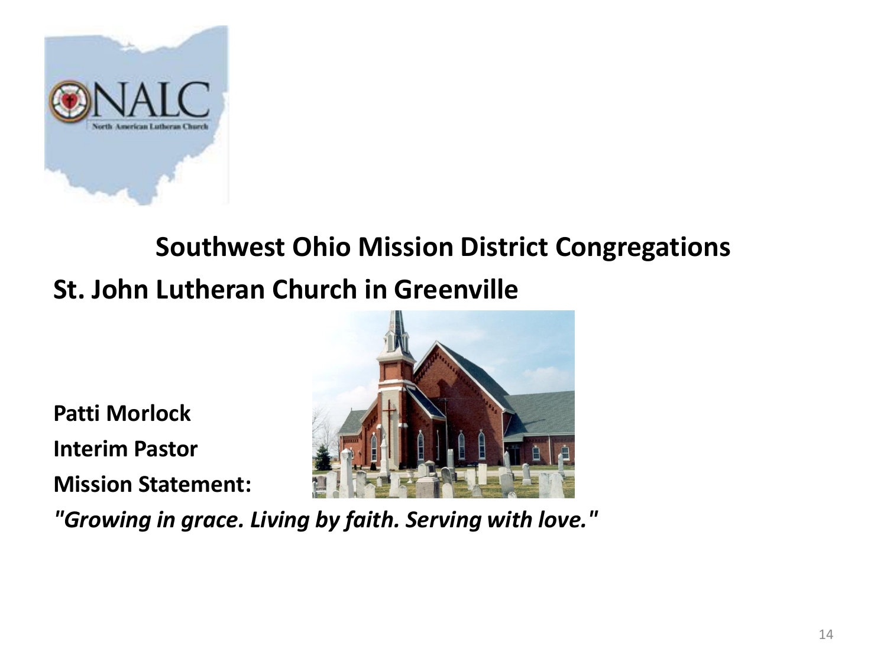## Southwest Ohio Mission District Congregations

## St. John Lutheran Church in Greenville

**Patti Morlock**

**Interim Pastor**

**Mission Statement:**

***"Growing in grace. Living by faith. Serving with love."***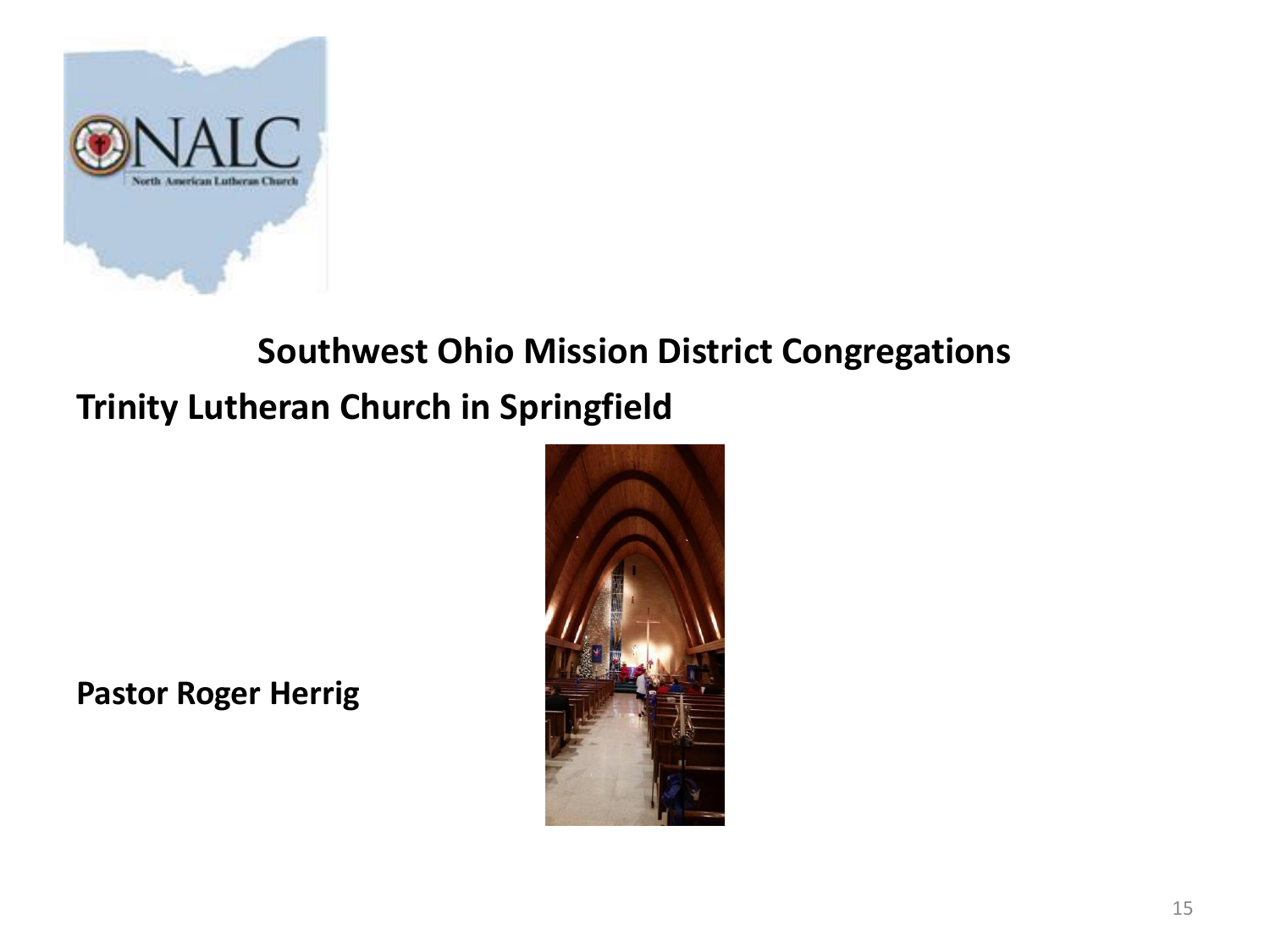## Southwest Ohio Mission District Congregations

**Trinity Lutheran Church in Springfield**

**Pastor Roger Herrig**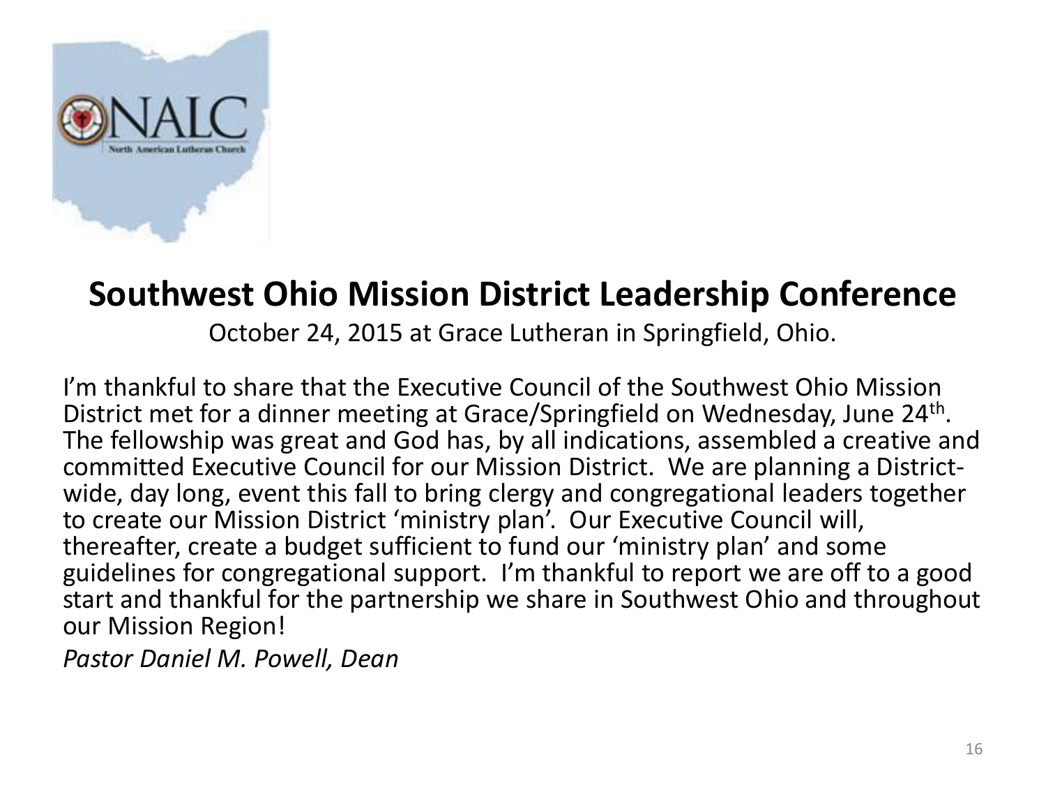## Southwest Ohio Mission District Leadership Conference

October 24, 2015 at Grace Lutheran in Springfield, Ohio.

I'm thankful to share that the Executive Council of the Southwest Ohio Mission District met for a dinner meeting at Grace/Springfield on Wednesday, June 24th. The fellowship was great and God has, by all indications, assembled a creative and committed Executive Council for our Mission District. We are planning a District-wide, day long, event this fall to bring clergy and congregational leaders together to create our Mission District 'ministry plan'. Our Executive Council will, thereafter, create a budget sufficient to fund our 'ministry plan' and some guidelines for congregational support. I'm thankful to report we are off to a good start and thankful for the partnership we share in Southwest Ohio and throughout our Mission Region!

*Pastor Daniel M. Powell, Dean*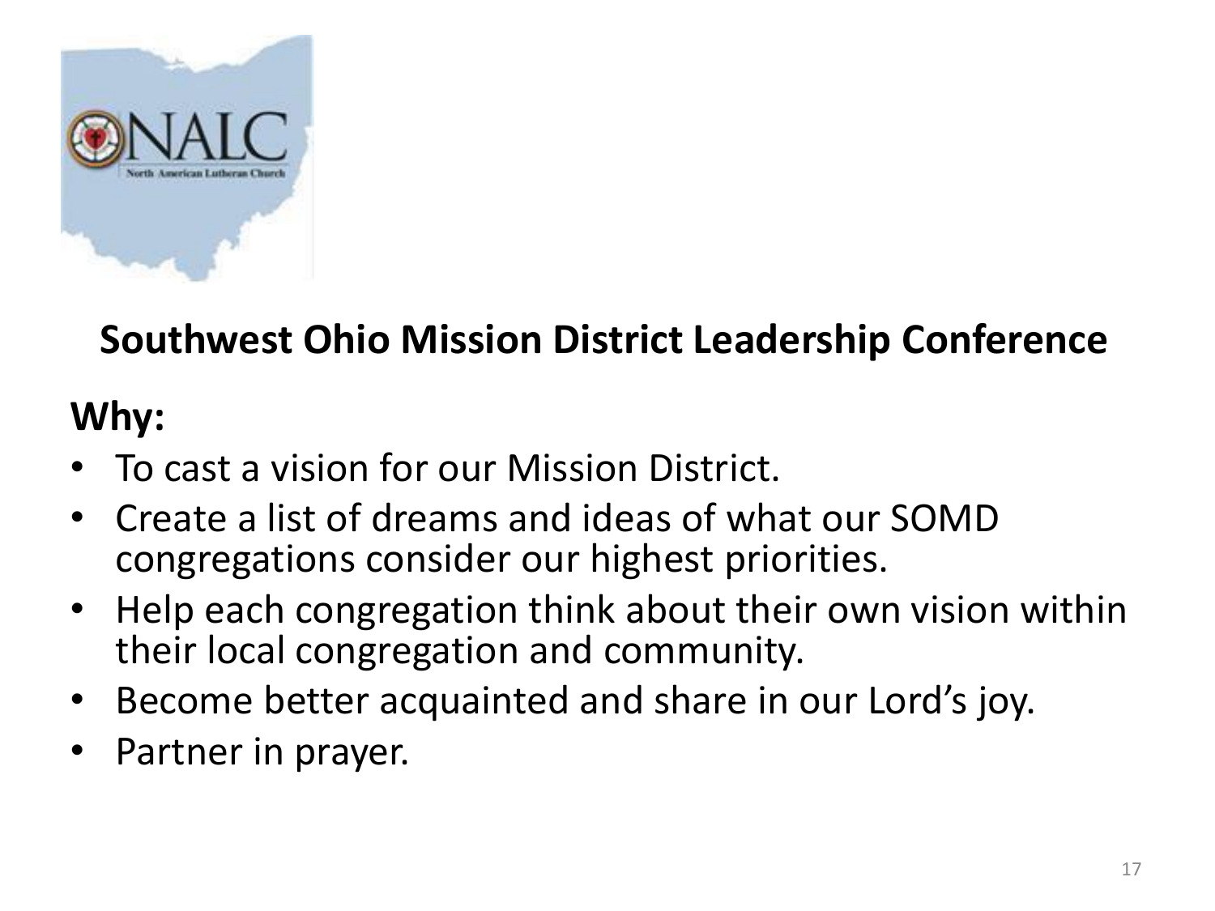## Southwest Ohio Mission District Leadership Conference

**Why:**

- To cast a vision for our Mission District.
- Create a list of dreams and ideas of what our SOMD congregations consider our highest priorities.
- Help each congregation think about their own vision within their local congregation and community.
- Become better acquainted and share in our Lord's joy.
- Partner in prayer.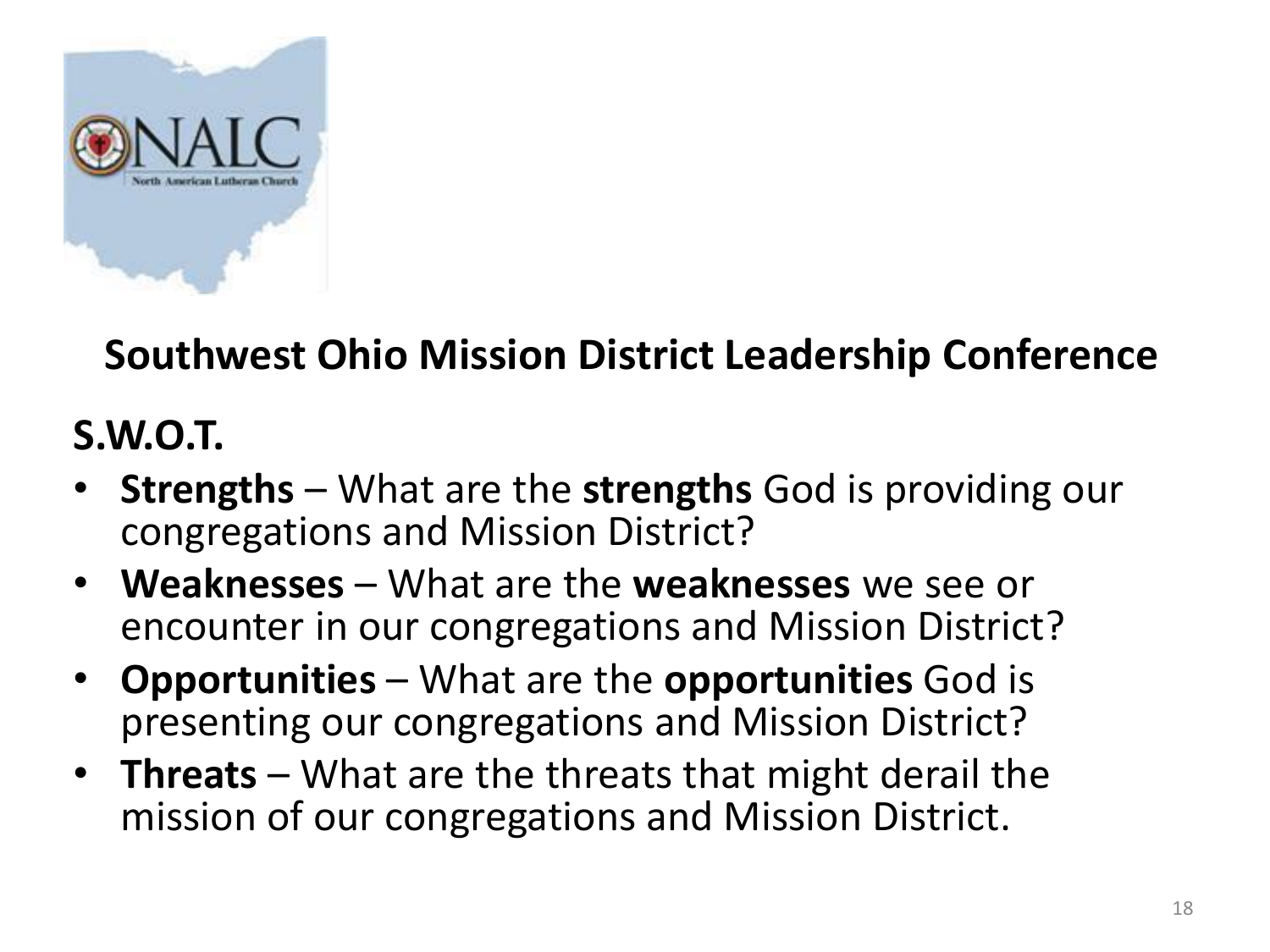## Southwest Ohio Mission District Leadership Conference

### S.W.O.T.

- **Strengths** – What are the **strengths** God is providing our congregations and Mission District?
- **Weaknesses** – What are the **weaknesses** we see or encounter in our congregations and Mission District?
- **Opportunities** – What are the **opportunities** God is presenting our congregations and Mission District?
- **Threats** – What are the threats that might derail the mission of our congregations and Mission District.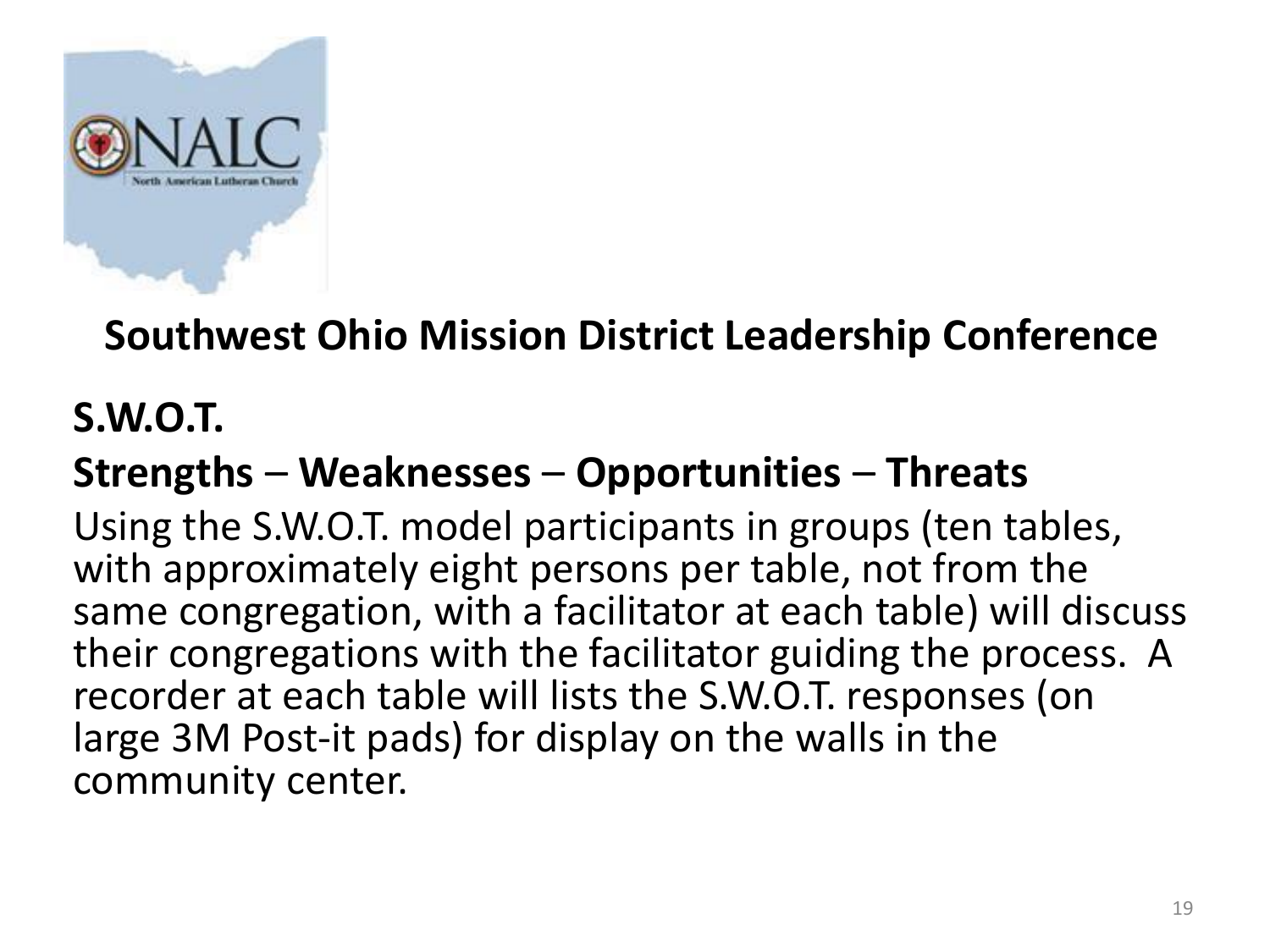## Southwest Ohio Mission District Leadership Conference

**S.W.O.T.**

**Strengths – Weaknesses – Opportunities – Threats**

Using the S.W.O.T. model participants in groups (ten tables, with approximately eight persons per table, not from the same congregation, with a facilitator at each table) will discuss their congregations with the facilitator guiding the process. A recorder at each table will lists the S.W.O.T. responses (on large 3M Post-it pads) for display on the walls in the community center.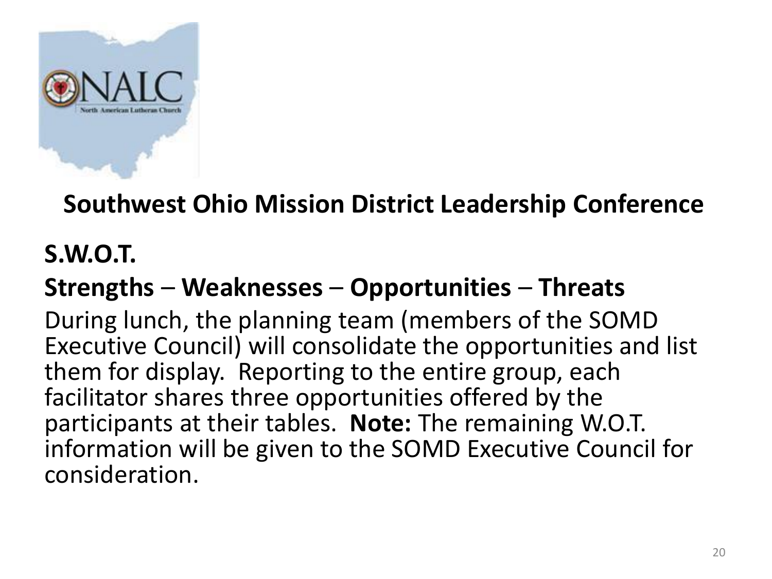## Southwest Ohio Mission District Leadership Conference

**S.W.O.T.**

**Strengths – Weaknesses – Opportunities – Threats**

During lunch, the planning team (members of the SOMD Executive Council) will consolidate the opportunities and list them for display. Reporting to the entire group, each facilitator shares three opportunities offered by the participants at their tables. **Note:** The remaining W.O.T. information will be given to the SOMD Executive Council for consideration.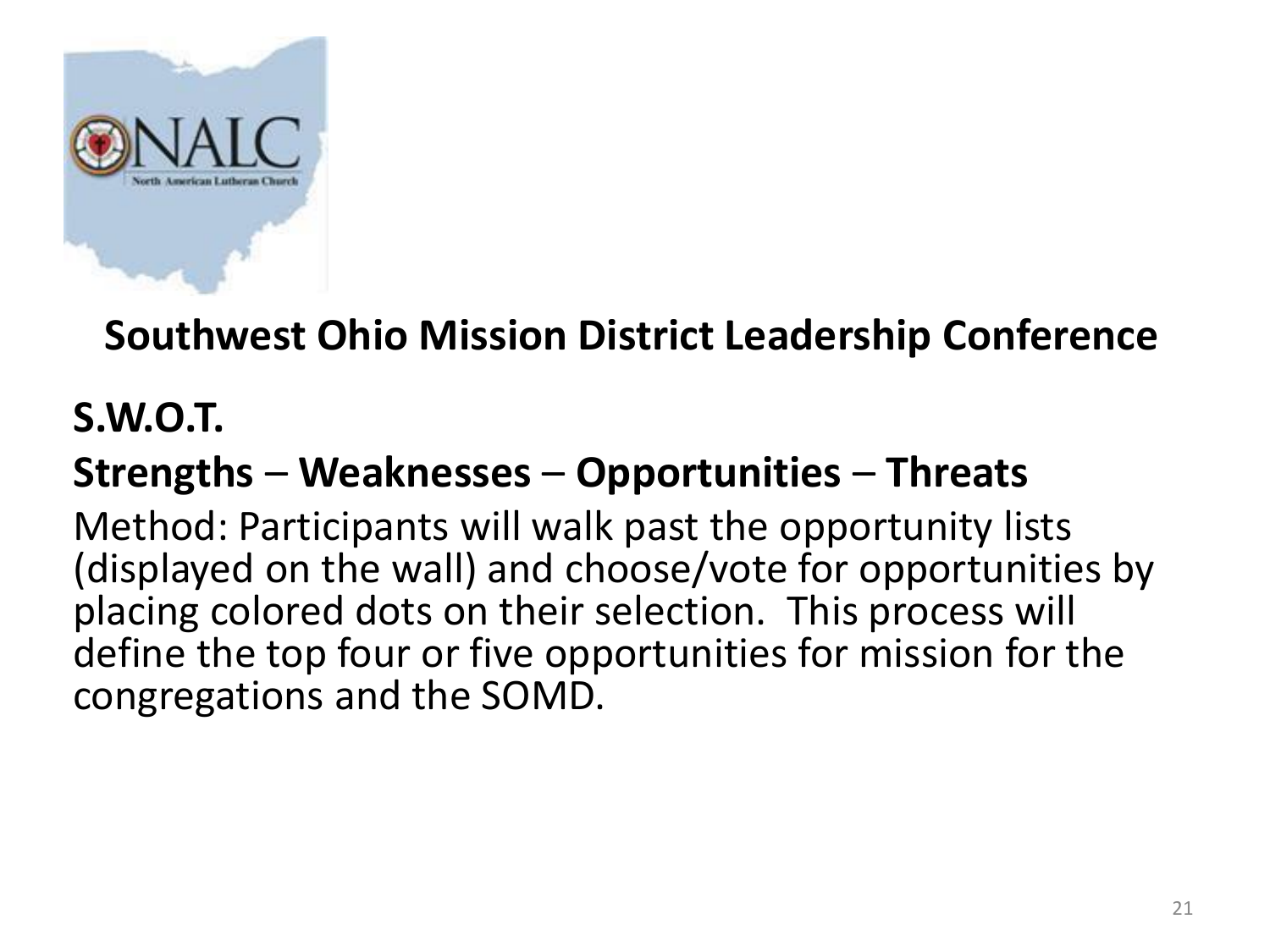## Southwest Ohio Mission District Leadership Conference

**S.W.O.T.**

**Strengths – Weaknesses – Opportunities – Threats**

Method: Participants will walk past the opportunity lists (displayed on the wall) and choose/vote for opportunities by placing colored dots on their selection. This process will define the top four or five opportunities for mission for the congregations and the SOMD.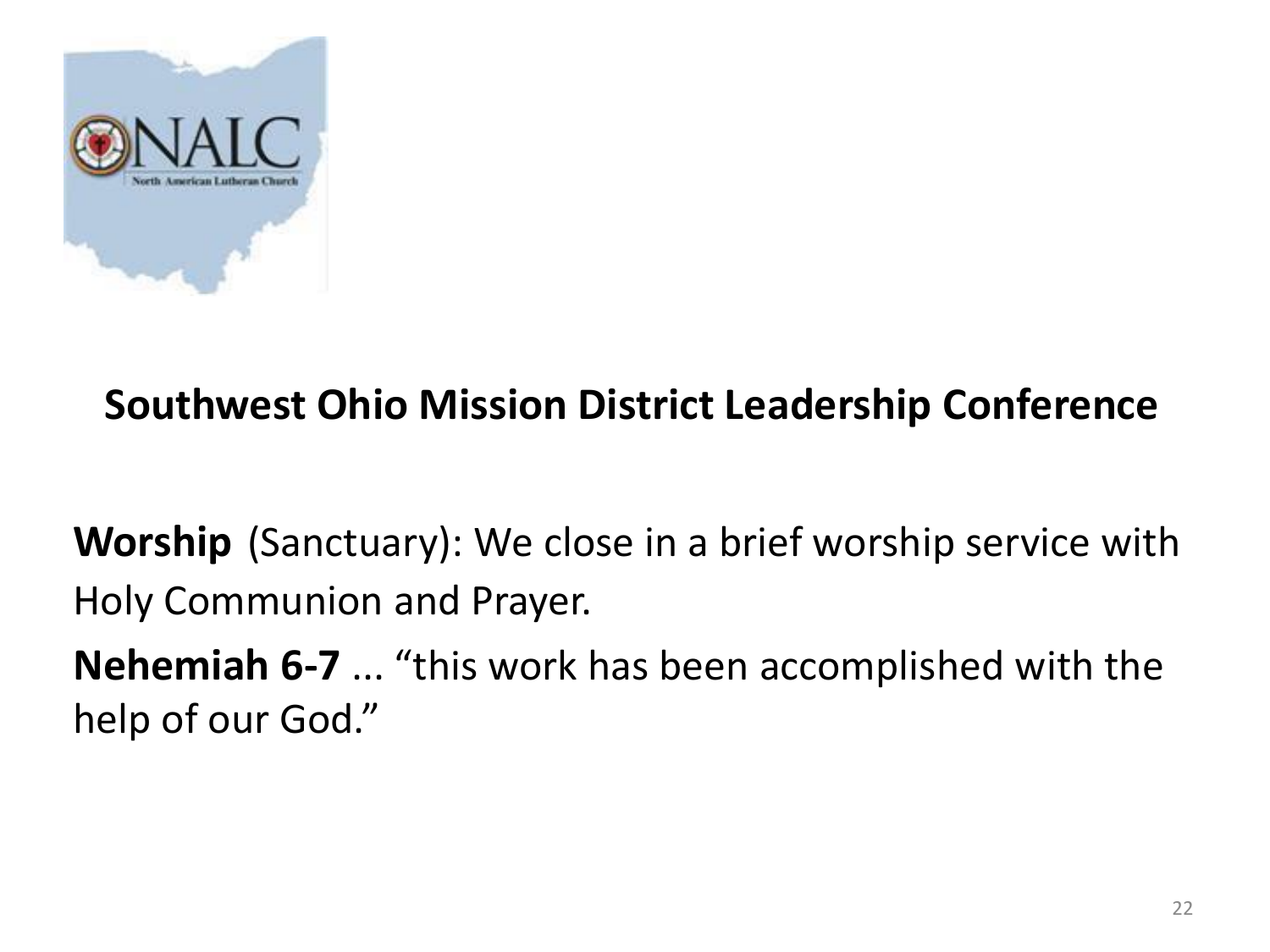## Southwest Ohio Mission District Leadership Conference

**Worship** (Sanctuary): We close in a brief worship service with Holy Communion and Prayer.

**Nehemiah 6-7** ... "this work has been accomplished with the help of our God."